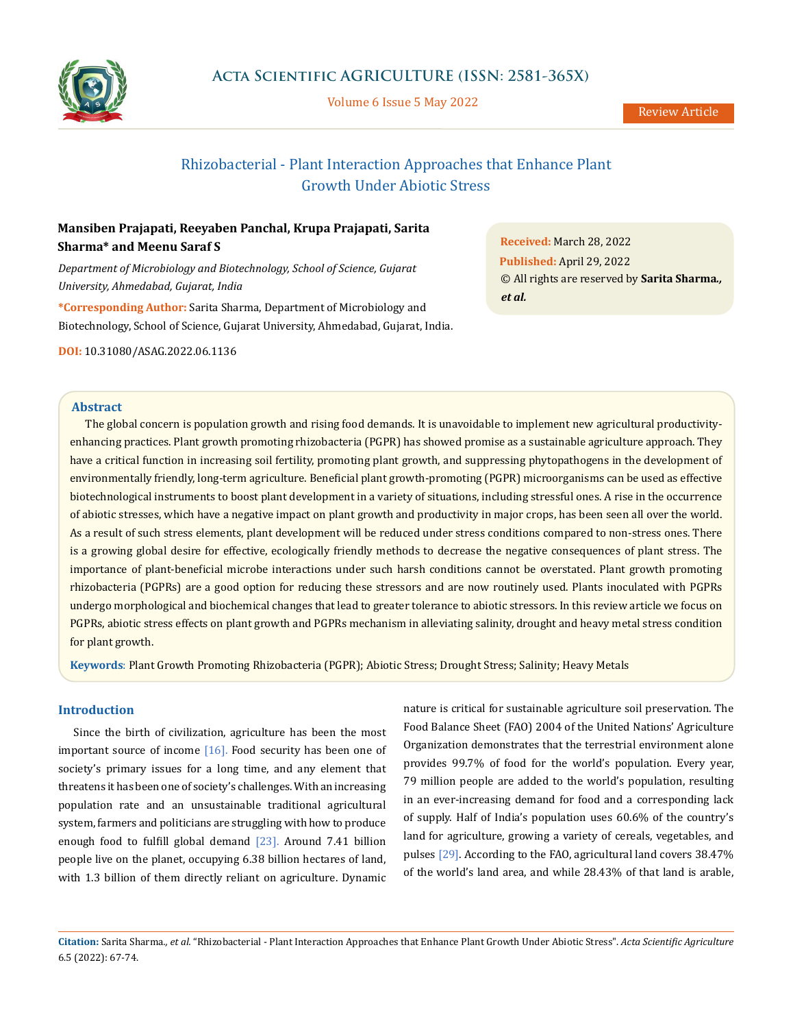Review Article

# Rhizobacterial - Plant Interaction Approaches that Enhance Plant Growth Under Abiotic Stress

**Mansiben Prajapati, Reeyaben Panchal, Krupa Prajapati, Sarita Sharma\* and Meenu Saraf S**

*Department of Microbiology and Biotechnology, School of Science, Gujarat University, Ahmedabad, Gujarat, India*

**\*Corresponding Author:** Sarita Sharma, Department of Microbiology and Biotechnology, School of Science, Gujarat University, Ahmedabad, Gujarat, India.

**DOI:** 10.31080/ASAG.2022.06.1136

**Received:** March 28, 2022
**Published:** April 29, 2022
© All rights are reserved by **Sarita Sharma., *et al.***

## Abstract

The global concern is population growth and rising food demands. It is unavoidable to implement new agricultural productivity-enhancing practices. Plant growth promoting rhizobacteria (PGPR) has showed promise as a sustainable agriculture approach. They have a critical function in increasing soil fertility, promoting plant growth, and suppressing phytopathogens in the development of environmentally friendly, long-term agriculture. Beneficial plant growth-promoting (PGPR) microorganisms can be used as effective biotechnological instruments to boost plant development in a variety of situations, including stressful ones. A rise in the occurrence of abiotic stresses, which have a negative impact on plant growth and productivity in major crops, has been seen all over the world. As a result of such stress elements, plant development will be reduced under stress conditions compared to non-stress ones. There is a growing global desire for effective, ecologically friendly methods to decrease the negative consequences of plant stress. The importance of plant-beneficial microbe interactions under such harsh conditions cannot be overstated. Plant growth promoting rhizobacteria (PGPRs) are a good option for reducing these stressors and are now routinely used. Plants inoculated with PGPRs undergo morphological and biochemical changes that lead to greater tolerance to abiotic stressors. In this review article we focus on PGPRs, abiotic stress effects on plant growth and PGPRs mechanism in alleviating salinity, drought and heavy metal stress condition for plant growth.

**Keywords**: Plant Growth Promoting Rhizobacteria (PGPR); Abiotic Stress; Drought Stress; Salinity; Heavy Metals

## Introduction

Since the birth of civilization, agriculture has been the most important source of income [16]. Food security has been one of society's primary issues for a long time, and any element that threatens it has been one of society's challenges. With an increasing population rate and an unsustainable traditional agricultural system, farmers and politicians are struggling with how to produce enough food to fulfill global demand [23]. Around 7.41 billion people live on the planet, occupying 6.38 billion hectares of land, with 1.3 billion of them directly reliant on agriculture. Dynamic nature is critical for sustainable agriculture soil preservation. The Food Balance Sheet (FAO) 2004 of the United Nations' Agriculture Organization demonstrates that the terrestrial environment alone provides 99.7% of food for the world's population. Every year, 79 million people are added to the world's population, resulting in an ever-increasing demand for food and a corresponding lack of supply. Half of India's population uses 60.6% of the country's land for agriculture, growing a variety of cereals, vegetables, and pulses [29]. According to the FAO, agricultural land covers 38.47% of the world's land area, and while 28.43% of that land is arable,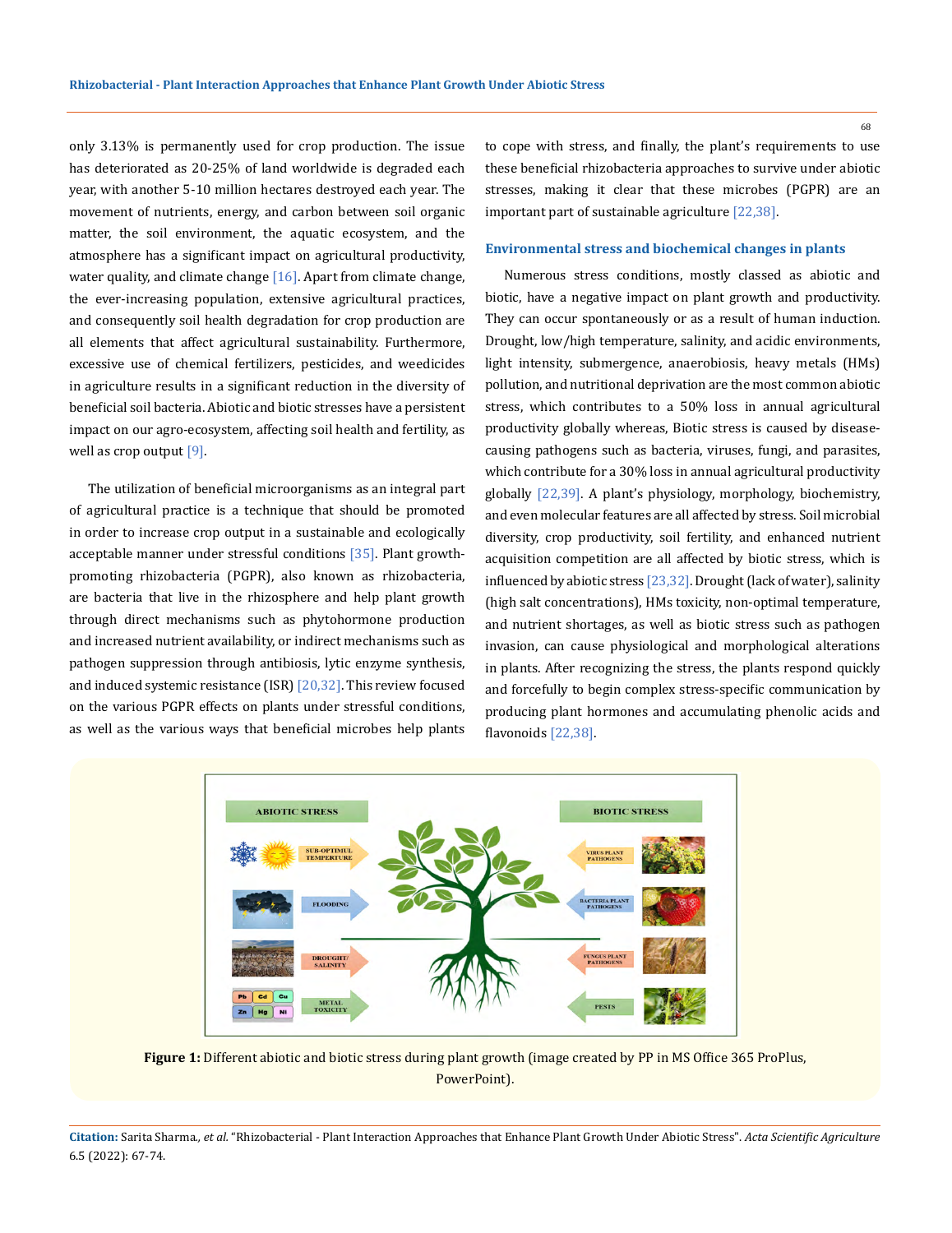only 3.13% is permanently used for crop production. The issue has deteriorated as 20-25% of land worldwide is degraded each year, with another 5-10 million hectares destroyed each year. The movement of nutrients, energy, and carbon between soil organic matter, the soil environment, the aquatic ecosystem, and the atmosphere has a significant impact on agricultural productivity, water quality, and climate change [16]. Apart from climate change, the ever-increasing population, extensive agricultural practices, and consequently soil health degradation for crop production are all elements that affect agricultural sustainability. Furthermore, excessive use of chemical fertilizers, pesticides, and weedicides in agriculture results in a significant reduction in the diversity of beneficial soil bacteria. Abiotic and biotic stresses have a persistent impact on our agro-ecosystem, affecting soil health and fertility, as well as crop output [9].

The utilization of beneficial microorganisms as an integral part of agricultural practice is a technique that should be promoted in order to increase crop output in a sustainable and ecologically acceptable manner under stressful conditions [35]. Plant growth-promoting rhizobacteria (PGPR), also known as rhizobacteria, are bacteria that live in the rhizosphere and help plant growth through direct mechanisms such as phytohormone production and increased nutrient availability, or indirect mechanisms such as pathogen suppression through antibiosis, lytic enzyme synthesis, and induced systemic resistance (ISR) [20,32]. This review focused on the various PGPR effects on plants under stressful conditions, as well as the various ways that beneficial microbes help plants to cope with stress, and finally, the plant's requirements to use these beneficial rhizobacteria approaches to survive under abiotic stresses, making it clear that these microbes (PGPR) are an important part of sustainable agriculture [22,38].

### Environmental stress and biochemical changes in plants

Numerous stress conditions, mostly classed as abiotic and biotic, have a negative impact on plant growth and productivity. They can occur spontaneously or as a result of human induction. Drought, low/high temperature, salinity, and acidic environments, light intensity, submergence, anaerobiosis, heavy metals (HMs) pollution, and nutritional deprivation are the most common abiotic stress, which contributes to a 50% loss in annual agricultural productivity globally whereas, Biotic stress is caused by disease-causing pathogens such as bacteria, viruses, fungi, and parasites, which contribute for a 30% loss in annual agricultural productivity globally [22,39]. A plant's physiology, morphology, biochemistry, and even molecular features are all affected by stress. Soil microbial diversity, crop productivity, soil fertility, and enhanced nutrient acquisition competition are all affected by biotic stress, which is influenced by abiotic stress [23,32]. Drought (lack of water), salinity (high salt concentrations), HMs toxicity, non-optimal temperature, and nutrient shortages, as well as biotic stress such as pathogen invasion, can cause physiological and morphological alterations in plants. After recognizing the stress, the plants respond quickly and forcefully to begin complex stress-specific communication by producing plant hormones and accumulating phenolic acids and flavonoids [22,38].

**Figure 1:** Different abiotic and biotic stress during plant growth (image created by PP in MS Office 365 ProPlus, PowerPoint).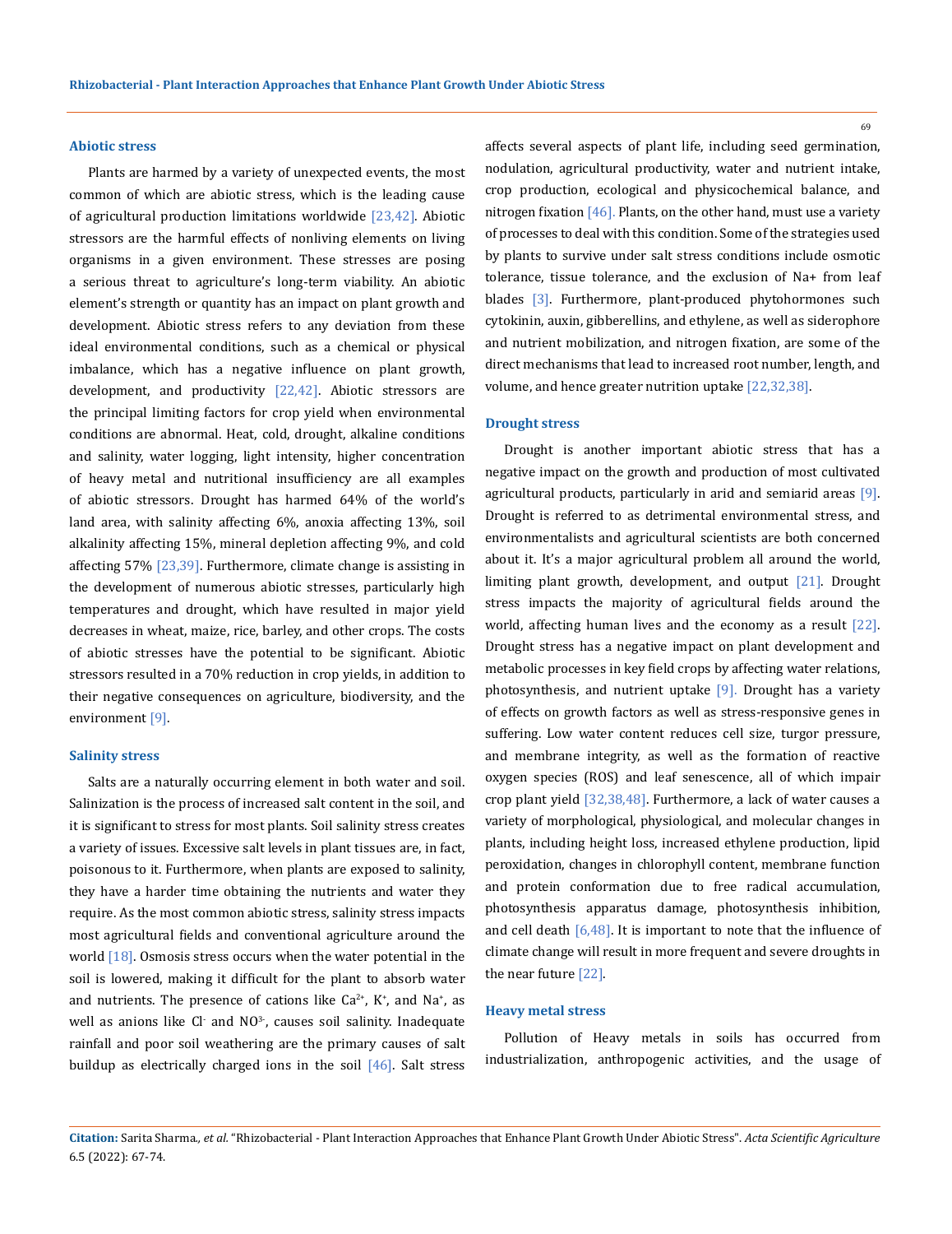### Abiotic stress

Plants are harmed by a variety of unexpected events, the most common of which are abiotic stress, which is the leading cause of agricultural production limitations worldwide [23,42]. Abiotic stressors are the harmful effects of nonliving elements on living organisms in a given environment. These stresses are posing a serious threat to agriculture's long-term viability. An abiotic element's strength or quantity has an impact on plant growth and development. Abiotic stress refers to any deviation from these ideal environmental conditions, such as a chemical or physical imbalance, which has a negative influence on plant growth, development, and productivity [22,42]. Abiotic stressors are the principal limiting factors for crop yield when environmental conditions are abnormal. Heat, cold, drought, alkaline conditions and salinity, water logging, light intensity, higher concentration of heavy metal and nutritional insufficiency are all examples of abiotic stressors. Drought has harmed 64% of the world's land area, with salinity affecting 6%, anoxia affecting 13%, soil alkalinity affecting 15%, mineral depletion affecting 9%, and cold affecting 57% [23,39]. Furthermore, climate change is assisting in the development of numerous abiotic stresses, particularly high temperatures and drought, which have resulted in major yield decreases in wheat, maize, rice, barley, and other crops. The costs of abiotic stresses have the potential to be significant. Abiotic stressors resulted in a 70% reduction in crop yields, in addition to their negative consequences on agriculture, biodiversity, and the environment [9].

### Salinity stress

Salts are a naturally occurring element in both water and soil. Salinization is the process of increased salt content in the soil, and it is significant to stress for most plants. Soil salinity stress creates a variety of issues. Excessive salt levels in plant tissues are, in fact, poisonous to it. Furthermore, when plants are exposed to salinity, they have a harder time obtaining the nutrients and water they require. As the most common abiotic stress, salinity stress impacts most agricultural fields and conventional agriculture around the world [18]. Osmosis stress occurs when the water potential in the soil is lowered, making it difficult for the plant to absorb water and nutrients. The presence of cations like $Ca^{2+}$, $K^{+}$, and $Na^{+}$, as well as anions like $Cl^{-}$ and $NO^{3-}$, causes soil salinity. Inadequate rainfall and poor soil weathering are the primary causes of salt buildup as electrically charged ions in the soil [46]. Salt stress affects several aspects of plant life, including seed germination, nodulation, agricultural productivity, water and nutrient intake, crop production, ecological and physicochemical balance, and nitrogen fixation [46]. Plants, on the other hand, must use a variety of processes to deal with this condition. Some of the strategies used by plants to survive under salt stress conditions include osmotic tolerance, tissue tolerance, and the exclusion of $Na^+$ from leaf blades [3]. Furthermore, plant-produced phytohormones such cytokinin, auxin, gibberellins, and ethylene, as well as siderophore and nutrient mobilization, and nitrogen fixation, are some of the direct mechanisms that lead to increased root number, length, and volume, and hence greater nutrition uptake [22,32,38].

### Drought stress

Drought is another important abiotic stress that has a negative impact on the growth and production of most cultivated agricultural products, particularly in arid and semiarid areas [9]. Drought is referred to as detrimental environmental stress, and environmentalists and agricultural scientists are both concerned about it. It's a major agricultural problem all around the world, limiting plant growth, development, and output [21]. Drought stress impacts the majority of agricultural fields around the world, affecting human lives and the economy as a result [22]. Drought stress has a negative impact on plant development and metabolic processes in key field crops by affecting water relations, photosynthesis, and nutrient uptake [9]. Drought has a variety of effects on growth factors as well as stress-responsive genes in suffering. Low water content reduces cell size, turgor pressure, and membrane integrity, as well as the formation of reactive oxygen species (ROS) and leaf senescence, all of which impair crop plant yield [32,38,48]. Furthermore, a lack of water causes a variety of morphological, physiological, and molecular changes in plants, including height loss, increased ethylene production, lipid peroxidation, changes in chlorophyll content, membrane function and protein conformation due to free radical accumulation, photosynthesis apparatus damage, photosynthesis inhibition, and cell death [6,48]. It is important to note that the influence of climate change will result in more frequent and severe droughts in the near future [22].

### Heavy metal stress

Pollution of Heavy metals in soils has occurred from industrialization, anthropogenic activities, and the usage of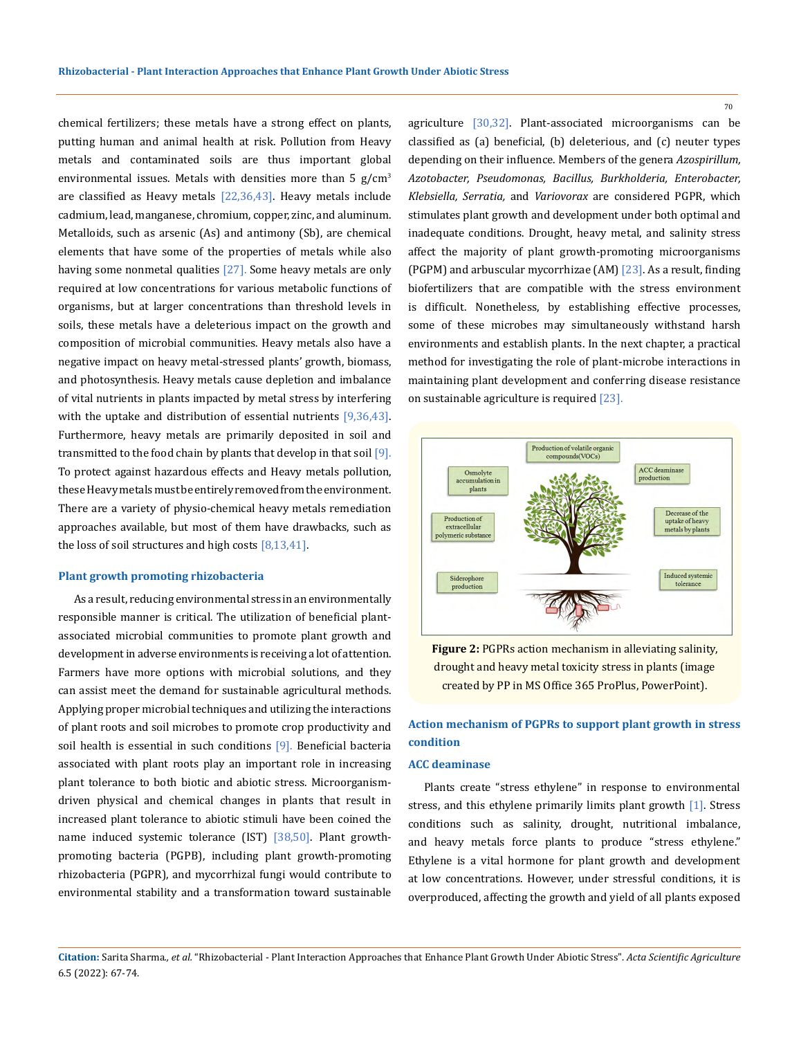chemical fertilizers; these metals have a strong effect on plants, putting human and animal health at risk. Pollution from Heavy metals and contaminated soils are thus important global environmental issues. Metals with densities more than 5 g/cm$^3$ are classified as Heavy metals [22,36,43]. Heavy metals include cadmium, lead, manganese, chromium, copper, zinc, and aluminum. Metalloids, such as arsenic (As) and antimony (Sb), are chemical elements that have some of the properties of metals while also having some nonmetal qualities [27]. Some heavy metals are only required at low concentrations for various metabolic functions of organisms, but at larger concentrations than threshold levels in soils, these metals have a deleterious impact on the growth and composition of microbial communities. Heavy metals also have a negative impact on heavy metal-stressed plants' growth, biomass, and photosynthesis. Heavy metals cause depletion and imbalance of vital nutrients in plants impacted by metal stress by interfering with the uptake and distribution of essential nutrients [9,36,43]. Furthermore, heavy metals are primarily deposited in soil and transmitted to the food chain by plants that develop in that soil [9]. To protect against hazardous effects and Heavy metals pollution, these Heavy metals must be entirely removed from the environment. There are a variety of physio-chemical heavy metals remediation approaches available, but most of them have drawbacks, such as the loss of soil structures and high costs [8,13,41].

## Plant growth promoting rhizobacteria

As a result, reducing environmental stress in an environmentally responsible manner is critical. The utilization of beneficial plant-associated microbial communities to promote plant growth and development in adverse environments is receiving a lot of attention. Farmers have more options with microbial solutions, and they can assist meet the demand for sustainable agricultural methods. Applying proper microbial techniques and utilizing the interactions of plant roots and soil microbes to promote crop productivity and soil health is essential in such conditions [9]. Beneficial bacteria associated with plant roots play an important role in increasing plant tolerance to both biotic and abiotic stress. Microorganism-driven physical and chemical changes in plants that result in increased plant tolerance to abiotic stimuli have been coined the name induced systemic tolerance (IST) [38,50]. Plant growth-promoting bacteria (PGPB), including plant growth-promoting rhizobacteria (PGPR), and mycorrhizal fungi would contribute to environmental stability and a transformation toward sustainable agriculture [30,32]. Plant-associated microorganisms can be classified as (a) beneficial, (b) deleterious, and (c) neuter types depending on their influence. Members of the genera *Azospirillum, Azotobacter, Pseudomonas, Bacillus, Burkholderia, Enterobacter, Klebsiella, Serratia,* and *Variovorax* are considered PGPR, which stimulates plant growth and development under both optimal and inadequate conditions. Drought, heavy metal, and salinity stress affect the majority of plant growth-promoting microorganisms (PGPM) and arbuscular mycorrhizae (AM) [23]. As a result, finding biofertilizers that are compatible with the stress environment is difficult. Nonetheless, by establishing effective processes, some of these microbes may simultaneously withstand harsh environments and establish plants. In the next chapter, a practical method for investigating the role of plant-microbe interactions in maintaining plant development and conferring disease resistance on sustainable agriculture is required [23].

**Figure 2:** PGPRs action mechanism in alleviating salinity, drought and heavy metal toxicity stress in plants (image created by PP in MS Office 365 ProPlus, PowerPoint).

## Action mechanism of PGPRs to support plant growth in stress condition

### ACC deaminase

Plants create "stress ethylene" in response to environmental stress, and this ethylene primarily limits plant growth [1]. Stress conditions such as salinity, drought, nutritional imbalance, and heavy metals force plants to produce "stress ethylene." Ethylene is a vital hormone for plant growth and development at low concentrations. However, under stressful conditions, it is overproduced, affecting the growth and yield of all plants exposed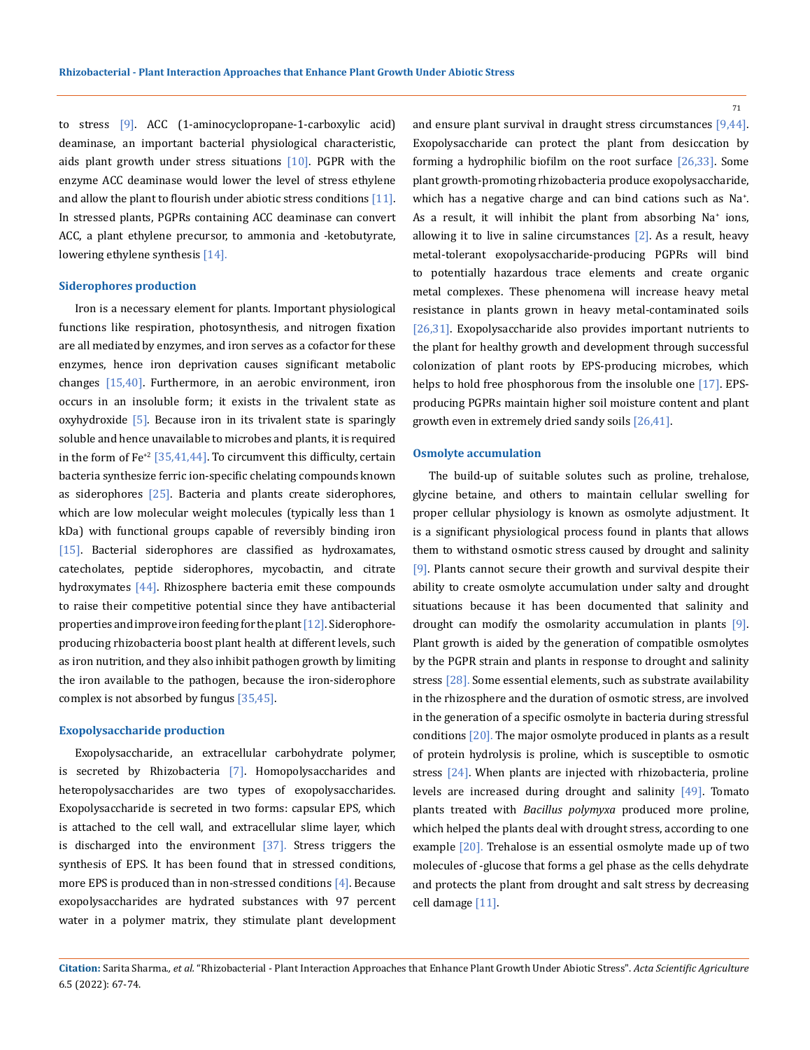to stress [9]. ACC (1-aminocyclopropane-1-carboxylic acid) deaminase, an important bacterial physiological characteristic, aids plant growth under stress situations [10]. PGPR with the enzyme ACC deaminase would lower the level of stress ethylene and allow the plant to flourish under abiotic stress conditions [11]. In stressed plants, PGPRs containing ACC deaminase can convert ACC, a plant ethylene precursor, to ammonia and -ketobutyrate, lowering ethylene synthesis [14].

### Siderophores production

Iron is a necessary element for plants. Important physiological functions like respiration, photosynthesis, and nitrogen fixation are all mediated by enzymes, and iron serves as a cofactor for these enzymes, hence iron deprivation causes significant metabolic changes [15,40]. Furthermore, in an aerobic environment, iron occurs in an insoluble form; it exists in the trivalent state as oxyhydroxide [5]. Because iron in its trivalent state is sparingly soluble and hence unavailable to microbes and plants, it is required in the form of $Fe^{+2}$ [35,41,44]. To circumvent this difficulty, certain bacteria synthesize ferric ion-specific chelating compounds known as siderophores [25]. Bacteria and plants create siderophores, which are low molecular weight molecules (typically less than 1 kDa) with functional groups capable of reversibly binding iron [15]. Bacterial siderophores are classified as hydroxamates, catecholates, peptide siderophores, mycobactin, and citrate hydroxymates [44]. Rhizosphere bacteria emit these compounds to raise their competitive potential since they have antibacterial properties and improve iron feeding for the plant [12]. Siderophore-producing rhizobacteria boost plant health at different levels, such as iron nutrition, and they also inhibit pathogen growth by limiting the iron available to the pathogen, because the iron-siderophore complex is not absorbed by fungus [35,45].

### Exopolysaccharide production

Exopolysaccharide, an extracellular carbohydrate polymer, is secreted by Rhizobacteria [7]. Homopolysaccharides and heteropolysaccharides are two types of exopolysaccharides. Exopolysaccharide is secreted in two forms: capsular EPS, which is attached to the cell wall, and extracellular slime layer, which is discharged into the environment [37]. Stress triggers the synthesis of EPS. It has been found that in stressed conditions, more EPS is produced than in non-stressed conditions [4]. Because exopolysaccharides are hydrated substances with 97 percent water in a polymer matrix, they stimulate plant development and ensure plant survival in draught stress circumstances [9,44]. Exopolysaccharide can protect the plant from desiccation by forming a hydrophilic biofilm on the root surface [26,33]. Some plant growth-promoting rhizobacteria produce exopolysaccharide, which has a negative charge and can bind cations such as $Na^{+}$. As a result, it will inhibit the plant from absorbing $Na^{+}$ ions, allowing it to live in saline circumstances [2]. As a result, heavy metal-tolerant exopolysaccharide-producing PGPRs will bind to potentially hazardous trace elements and create organic metal complexes. These phenomena will increase heavy metal resistance in plants grown in heavy metal-contaminated soils [26,31]. Exopolysaccharide also provides important nutrients to the plant for healthy growth and development through successful colonization of plant roots by EPS-producing microbes, which helps to hold free phosphorous from the insoluble one [17]. EPS-producing PGPRs maintain higher soil moisture content and plant growth even in extremely dried sandy soils [26,41].

### Osmolyte accumulation

The build-up of suitable solutes such as proline, trehalose, glycine betaine, and others to maintain cellular swelling for proper cellular physiology is known as osmolyte adjustment. It is a significant physiological process found in plants that allows them to withstand osmotic stress caused by drought and salinity [9]. Plants cannot secure their growth and survival despite their ability to create osmolyte accumulation under salty and drought situations because it has been documented that salinity and drought can modify the osmolarity accumulation in plants [9]. Plant growth is aided by the generation of compatible osmolytes by the PGPR strain and plants in response to drought and salinity stress [28]. Some essential elements, such as substrate availability in the rhizosphere and the duration of osmotic stress, are involved in the generation of a specific osmolyte in bacteria during stressful conditions [20]. The major osmolyte produced in plants as a result of protein hydrolysis is proline, which is susceptible to osmotic stress [24]. When plants are injected with rhizobacteria, proline levels are increased during drought and salinity [49]. Tomato plants treated with *Bacillus polymyxa* produced more proline, which helped the plants deal with drought stress, according to one example [20]. Trehalose is an essential osmolyte made up of two molecules of -glucose that forms a gel phase as the cells dehydrate and protects the plant from drought and salt stress by decreasing cell damage [11].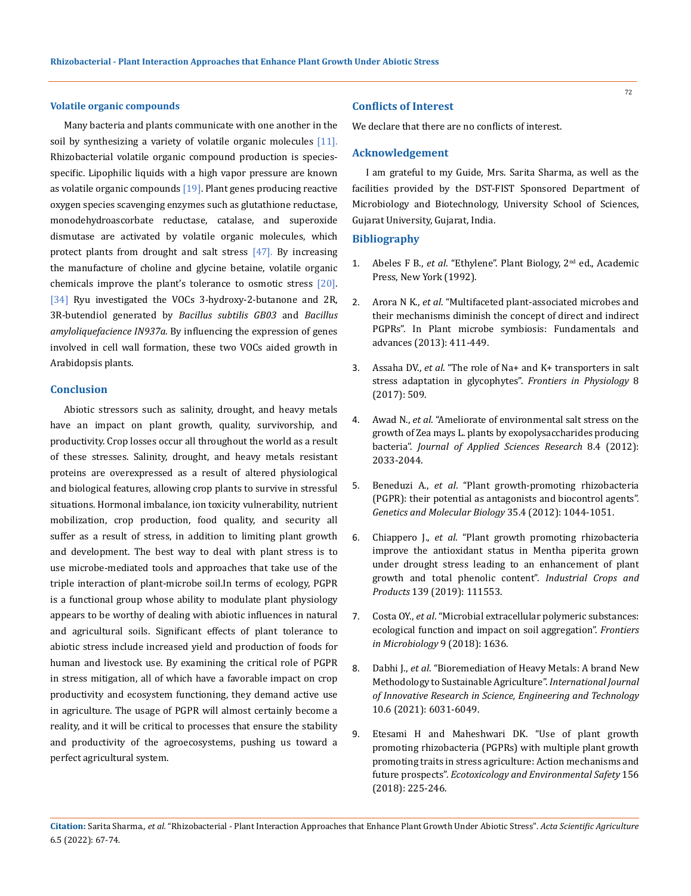### Volatile organic compounds

Many bacteria and plants communicate with one another in the soil by synthesizing a variety of volatile organic molecules [11]. Rhizobacterial volatile organic compound production is species-specific. Lipophilic liquids with a high vapor pressure are known as volatile organic compounds [19]. Plant genes producing reactive oxygen species scavenging enzymes such as glutathione reductase, monodehydroascorbate reductase, catalase, and superoxide dismutase are activated by volatile organic molecules, which protect plants from drought and salt stress [47]. By increasing the manufacture of choline and glycine betaine, volatile organic chemicals improve the plant's tolerance to osmotic stress [20]. [34] Ryu investigated the VOCs 3-hydroxy-2-butanone and 2R, 3R-butendiol generated by *Bacillus subtilis GB03* and *Bacillus amyloliquefacience IN937a*. By influencing the expression of genes involved in cell wall formation, these two VOCs aided growth in Arabidopsis plants.

## Conclusion

Abiotic stressors such as salinity, drought, and heavy metals have an impact on plant growth, quality, survivorship, and productivity. Crop losses occur all throughout the world as a result of these stresses. Salinity, drought, and heavy metals resistant proteins are overexpressed as a result of altered physiological and biological features, allowing crop plants to survive in stressful situations. Hormonal imbalance, ion toxicity vulnerability, nutrient mobilization, crop production, food quality, and security all suffer as a result of stress, in addition to limiting plant growth and development. The best way to deal with plant stress is to use microbe-mediated tools and approaches that take use of the triple interaction of plant-microbe soil.In terms of ecology, PGPR is a functional group whose ability to modulate plant physiology appears to be worthy of dealing with abiotic influences in natural and agricultural soils. Significant effects of plant tolerance to abiotic stress include increased yield and production of foods for human and livestock use. By examining the critical role of PGPR in stress mitigation, all of which have a favorable impact on crop productivity and ecosystem functioning, they demand active use in agriculture. The usage of PGPR will almost certainly become a reality, and it will be critical to processes that ensure the stability and productivity of the agroecosystems, pushing us toward a perfect agricultural system.

## Conflicts of Interest

We declare that there are no conflicts of interest.

## Acknowledgement

I am grateful to my Guide, Mrs. Sarita Sharma, as well as the facilities provided by the DST-FIST Sponsored Department of Microbiology and Biotechnology, University School of Sciences, Gujarat University, Gujarat, India.

## Bibliography

1. Abeles F B., *et al*. "Ethylene". Plant Biology, 2nd ed., Academic Press, New York (1992).
2. Arora N K., *et al*. "Multifaceted plant-associated microbes and their mechanisms diminish the concept of direct and indirect PGPRs". In Plant microbe symbiosis: Fundamentals and advances (2013): 411-449.
3. Assaha DV., *et al*. "The role of Na+ and K+ transporters in salt stress adaptation in glycophytes". *Frontiers in Physiology* 8 (2017): 509.
4. Awad N., *et al*. "Ameliorate of environmental salt stress on the growth of Zea mays L. plants by exopolysaccharides producing bacteria". *Journal of Applied Sciences Research* 8.4 (2012): 2033-2044.
5. Beneduzi A., *et al*. "Plant growth-promoting rhizobacteria (PGPR): their potential as antagonists and biocontrol agents". *Genetics and Molecular Biology* 35.4 (2012): 1044-1051.
6. Chiappero J., *et al*. "Plant growth promoting rhizobacteria improve the antioxidant status in Mentha piperita grown under drought stress leading to an enhancement of plant growth and total phenolic content". *Industrial Crops and Products* 139 (2019): 111553.
7. Costa OY., *et al*. "Microbial extracellular polymeric substances: ecological function and impact on soil aggregation". *Frontiers in Microbiology* 9 (2018): 1636.
8. Dabhi J., *et al*. "Bioremediation of Heavy Metals: A brand New Methodology to Sustainable Agriculture". *International Journal of Innovative Research in Science, Engineering and Technology* 10.6 (2021): 6031-6049.
9. Etesami H and Maheshwari DK. "Use of plant growth promoting rhizobacteria (PGPRs) with multiple plant growth promoting traits in stress agriculture: Action mechanisms and future prospects". *Ecotoxicology and Environmental Safety* 156 (2018): 225-246.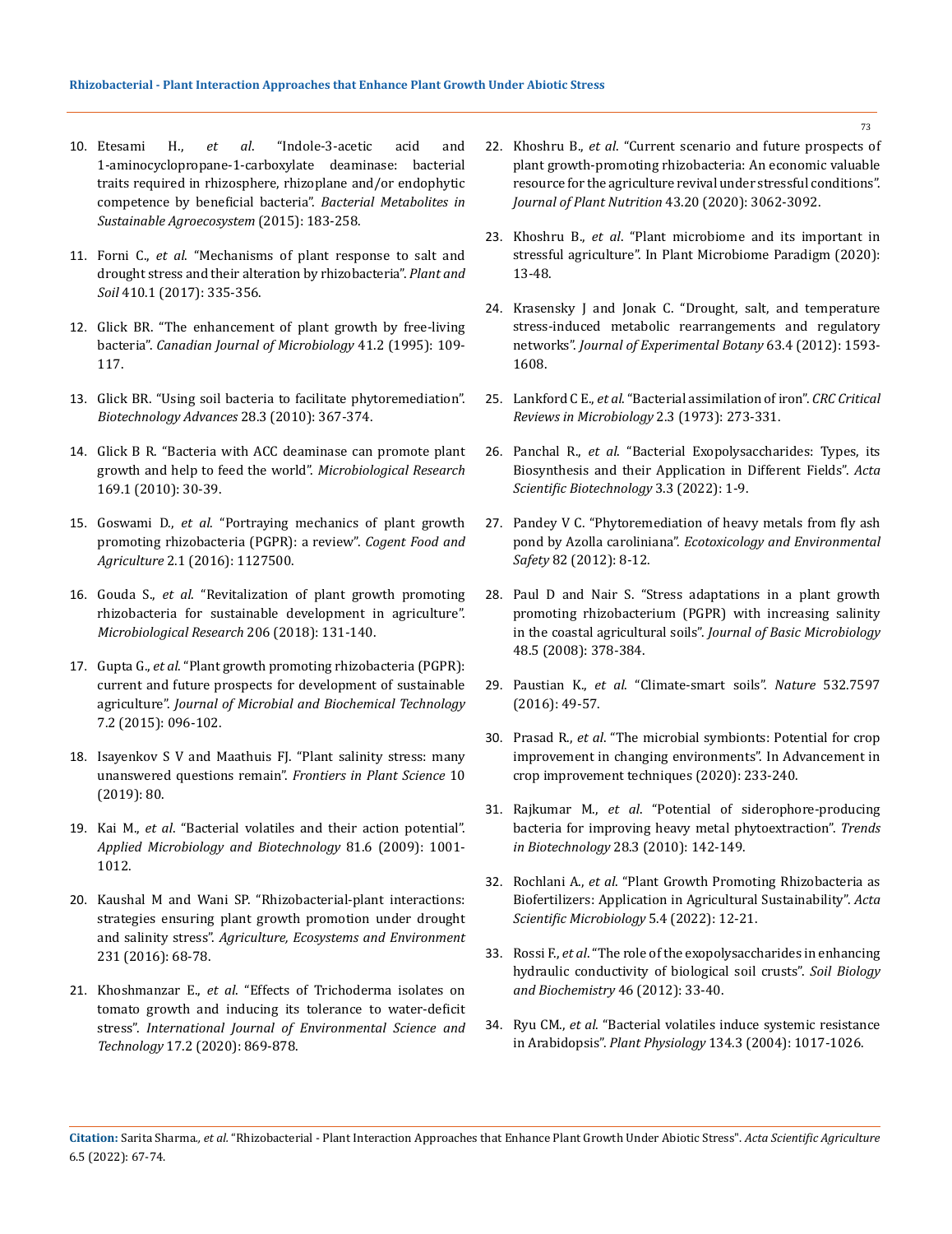10. Etesami H., *et al*. "Indole-3-acetic acid and 1-aminocyclopropane-1-carboxylate deaminase: bacterial traits required in rhizosphere, rhizoplane and/or endophytic competence by beneficial bacteria". *Bacterial Metabolites in Sustainable Agroecosystem* (2015): 183-258.
11. Forni C., *et al*. "Mechanisms of plant response to salt and drought stress and their alteration by rhizobacteria". *Plant and Soil* 410.1 (2017): 335-356.
12. Glick BR. "The enhancement of plant growth by free-living bacteria". *Canadian Journal of Microbiology* 41.2 (1995): 109-117.
13. Glick BR. "Using soil bacteria to facilitate phytoremediation". *Biotechnology Advances* 28.3 (2010): 367-374.
14. Glick B R. "Bacteria with ACC deaminase can promote plant growth and help to feed the world". *Microbiological Research* 169.1 (2010): 30-39.
15. Goswami D., *et al*. "Portraying mechanics of plant growth promoting rhizobacteria (PGPR): a review". *Cogent Food and Agriculture* 2.1 (2016): 1127500.
16. Gouda S., *et al*. "Revitalization of plant growth promoting rhizobacteria for sustainable development in agriculture". *Microbiological Research* 206 (2018): 131-140.
17. Gupta G., *et al*. "Plant growth promoting rhizobacteria (PGPR): current and future prospects for development of sustainable agriculture". *Journal of Microbial and Biochemical Technology* 7.2 (2015): 096-102.
18. Isayenkov S V and Maathuis FJ. "Plant salinity stress: many unanswered questions remain". *Frontiers in Plant Science* 10 (2019): 80.
19. Kai M., *et al*. "Bacterial volatiles and their action potential". *Applied Microbiology and Biotechnology* 81.6 (2009): 1001-1012.
20. Kaushal M and Wani SP. "Rhizobacterial-plant interactions: strategies ensuring plant growth promotion under drought and salinity stress". *Agriculture, Ecosystems and Environment* 231 (2016): 68-78.
21. Khoshmanzar E., *et al*. "Effects of Trichoderma isolates on tomato growth and inducing its tolerance to water-deficit stress". *International Journal of Environmental Science and Technology* 17.2 (2020): 869-878.
22. Khoshru B., *et al*. "Current scenario and future prospects of plant growth-promoting rhizobacteria: An economic valuable resource for the agriculture revival under stressful conditions". *Journal of Plant Nutrition* 43.20 (2020): 3062-3092.
23. Khoshru B., *et al*. "Plant microbiome and its important in stressful agriculture". In Plant Microbiome Paradigm (2020): 13-48.
24. Krasensky J and Jonak C. "Drought, salt, and temperature stress-induced metabolic rearrangements and regulatory networks". *Journal of Experimental Botany* 63.4 (2012): 1593-1608.
25. Lankford C E., *et al*. "Bacterial assimilation of iron". *CRC Critical Reviews in Microbiology* 2.3 (1973): 273-331.
26. Panchal R., *et al*. "Bacterial Exopolysaccharides: Types, its Biosynthesis and their Application in Different Fields". *Acta Scientific Biotechnology* 3.3 (2022): 1-9.
27. Pandey V C. "Phytoremediation of heavy metals from fly ash pond by Azolla caroliniana". *Ecotoxicology and Environmental Safety* 82 (2012): 8-12.
28. Paul D and Nair S. "Stress adaptations in a plant growth promoting rhizobacterium (PGPR) with increasing salinity in the coastal agricultural soils". *Journal of Basic Microbiology* 48.5 (2008): 378-384.
29. Paustian K., *et al*. "Climate-smart soils". *Nature* 532.7597 (2016): 49-57.
30. Prasad R., *et al*. "The microbial symbionts: Potential for crop improvement in changing environments". In Advancement in crop improvement techniques (2020): 233-240.
31. Rajkumar M., *et al*. "Potential of siderophore-producing bacteria for improving heavy metal phytoextraction". *Trends in Biotechnology* 28.3 (2010): 142-149.
32. Rochlani A., *et al*. "Plant Growth Promoting Rhizobacteria as Biofertilizers: Application in Agricultural Sustainability". *Acta Scientific Microbiology* 5.4 (2022): 12-21.
33. Rossi F., *et al*. "The role of the exopolysaccharides in enhancing hydraulic conductivity of biological soil crusts". *Soil Biology and Biochemistry* 46 (2012): 33-40.
34. Ryu CM., *et al*. "Bacterial volatiles induce systemic resistance in Arabidopsis". *Plant Physiology* 134.3 (2004): 1017-1026.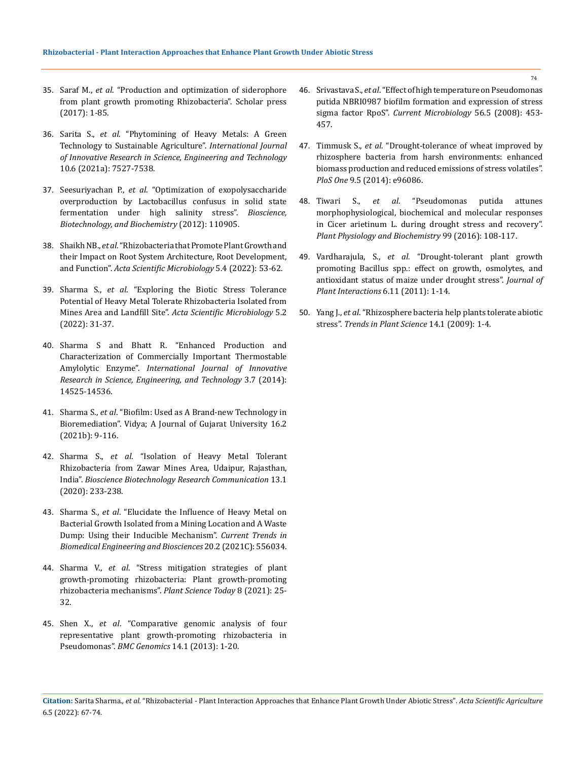35. Saraf M., *et al*. "Production and optimization of siderophore from plant growth promoting Rhizobacteria". Scholar press (2017): 1-85.

36. Sarita S., *et al*. "Phytomining of Heavy Metals: A Green Technology to Sustainable Agriculture". *International Journal of Innovative Research in Science, Engineering and Technology* 10.6 (2021a): 7527-7538.

37. Seesuriyachan P., *et al*. "Optimization of exopolysaccharide overproduction by Lactobacillus confusus in solid state fermentation under high salinity stress". *Bioscience, Biotechnology, and Biochemistry* (2012): 110905.

38. Shaikh NB., *et al*. "Rhizobacteria that Promote Plant Growth and their Impact on Root System Architecture, Root Development, and Function". *Acta Scientific Microbiology* 5.4 (2022): 53-62.

39. Sharma S., *et al*. "Exploring the Biotic Stress Tolerance Potential of Heavy Metal Tolerate Rhizobacteria Isolated from Mines Area and Landfill Site". *Acta Scientific Microbiology* 5.2 (2022): 31-37.

40. Sharma S and Bhatt R. "Enhanced Production and Characterization of Commercially Important Thermostable Amylolytic Enzyme". *International Journal of Innovative Research in Science, Engineering, and Technology* 3.7 (2014): 14525-14536.

41. Sharma S., *et al*. "Biofilm: Used as A Brand-new Technology in Bioremediation". Vidya; A Journal of Gujarat University 16.2 (2021b): 9-116.

42. Sharma S., *et al*. "Isolation of Heavy Metal Tolerant Rhizobacteria from Zawar Mines Area, Udaipur, Rajasthan, India". *Bioscience Biotechnology Research Communication* 13.1 (2020): 233-238.

43. Sharma S., *et al*. "Elucidate the Influence of Heavy Metal on Bacterial Growth Isolated from a Mining Location and A Waste Dump: Using their Inducible Mechanism". *Current Trends in Biomedical Engineering and Biosciences* 20.2 (2021C): 556034.

44. Sharma V., *et al*. "Stress mitigation strategies of plant growth-promoting rhizobacteria: Plant growth-promoting rhizobacteria mechanisms". *Plant Science Today* 8 (2021): 25-32.

45. Shen X., *et al*. "Comparative genomic analysis of four representative plant growth-promoting rhizobacteria in Pseudomonas". *BMC Genomics* 14.1 (2013): 1-20.

46. Srivastava S., *et al*. "Effect of high temperature on Pseudomonas putida NBRI0987 biofilm formation and expression of stress sigma factor RpoS". *Current Microbiology* 56.5 (2008): 453-457.

47. Timmusk S., *et al*. "Drought-tolerance of wheat improved by rhizosphere bacteria from harsh environments: enhanced biomass production and reduced emissions of stress volatiles". *PloS One* 9.5 (2014): e96086.

48. Tiwari S., *et al*. "Pseudomonas putida attunes morphophysiological, biochemical and molecular responses in Cicer arietinum L. during drought stress and recovery". *Plant Physiology and Biochemistry* 99 (2016): 108-117.

49. Vardharajula, S., *et al*. "Drought-tolerant plant growth promoting Bacillus spp.: effect on growth, osmolytes, and antioxidant status of maize under drought stress". *Journal of Plant Interactions* 6.11 (2011): 1-14.

50. Yang J., *et al*. "Rhizosphere bacteria help plants tolerate abiotic stress". *Trends in Plant Science* 14.1 (2009): 1-4.